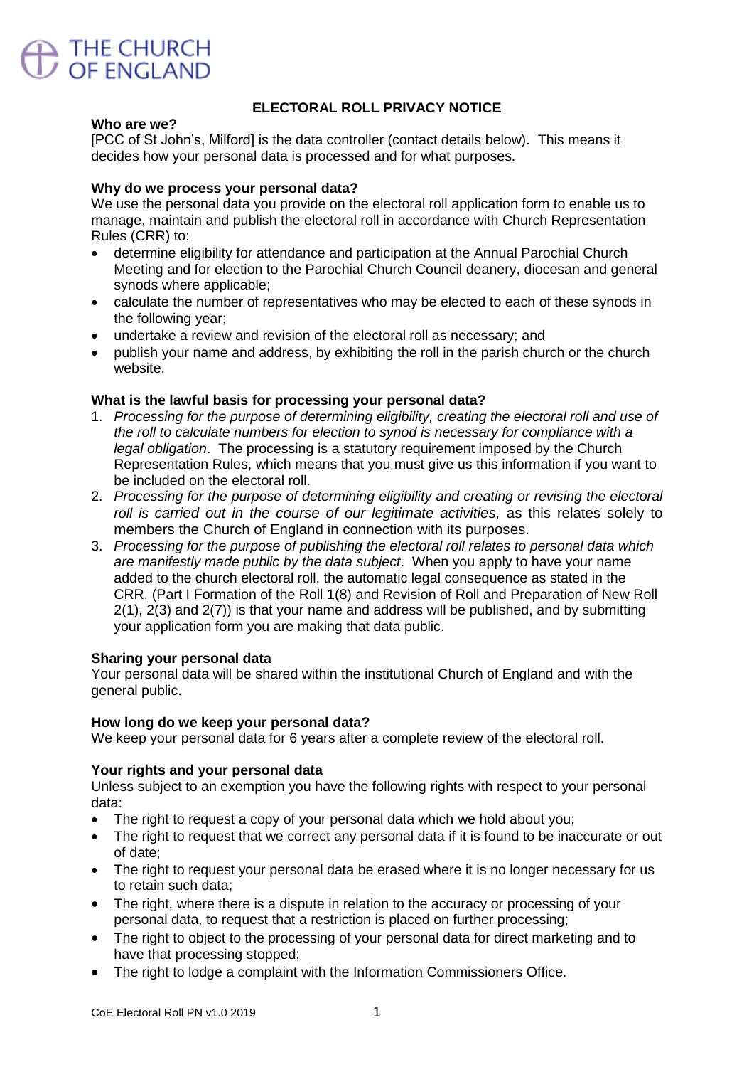THE CHURCH OF ENGLAND

# ELECTORAL ROLL PRIVACY NOTICE

**Who are we?**

[PCC of St John's, Milford] is the data controller (contact details below). This means it decides how your personal data is processed and for what purposes.

**Why do we process your personal data?**

We use the personal data you provide on the electoral roll application form to enable us to manage, maintain and publish the electoral roll in accordance with Church Representation Rules (CRR) to:

- determine eligibility for attendance and participation at the Annual Parochial Church Meeting and for election to the Parochial Church Council deanery, diocesan and general synods where applicable;
- calculate the number of representatives who may be elected to each of these synods in the following year;
- undertake a review and revision of the electoral roll as necessary; and
- publish your name and address, by exhibiting the roll in the parish church or the church website.

**What is the lawful basis for processing your personal data?**

1. *Processing for the purpose of determining eligibility, creating the electoral roll and use of the roll to calculate numbers for election to synod is necessary for compliance with a legal obligation*. The processing is a statutory requirement imposed by the Church Representation Rules, which means that you must give us this information if you want to be included on the electoral roll.
2. *Processing for the purpose of determining eligibility and creating or revising the electoral roll is carried out in the course of our legitimate activities,* as this relates solely to members the Church of England in connection with its purposes.
3. *Processing for the purpose of publishing the electoral roll relates to personal data which are manifestly made public by the data subject*. When you apply to have your name added to the church electoral roll, the automatic legal consequence as stated in the CRR, (Part I Formation of the Roll 1(8) and Revision of Roll and Preparation of New Roll 2(1), 2(3) and 2(7)) is that your name and address will be published, and by submitting your application form you are making that data public.

**Sharing your personal data**

Your personal data will be shared within the institutional Church of England and with the general public.

**How long do we keep your personal data?**

We keep your personal data for 6 years after a complete review of the electoral roll.

**Your rights and your personal data**

Unless subject to an exemption you have the following rights with respect to your personal data:

- The right to request a copy of your personal data which we hold about you;
- The right to request that we correct any personal data if it is found to be inaccurate or out of date;
- The right to request your personal data be erased where it is no longer necessary for us to retain such data;
- The right, where there is a dispute in relation to the accuracy or processing of your personal data, to request that a restriction is placed on further processing;
- The right to object to the processing of your personal data for direct marketing and to have that processing stopped;
- The right to lodge a complaint with the Information Commissioners Office.

CoE Electoral Roll PN v1.0 2019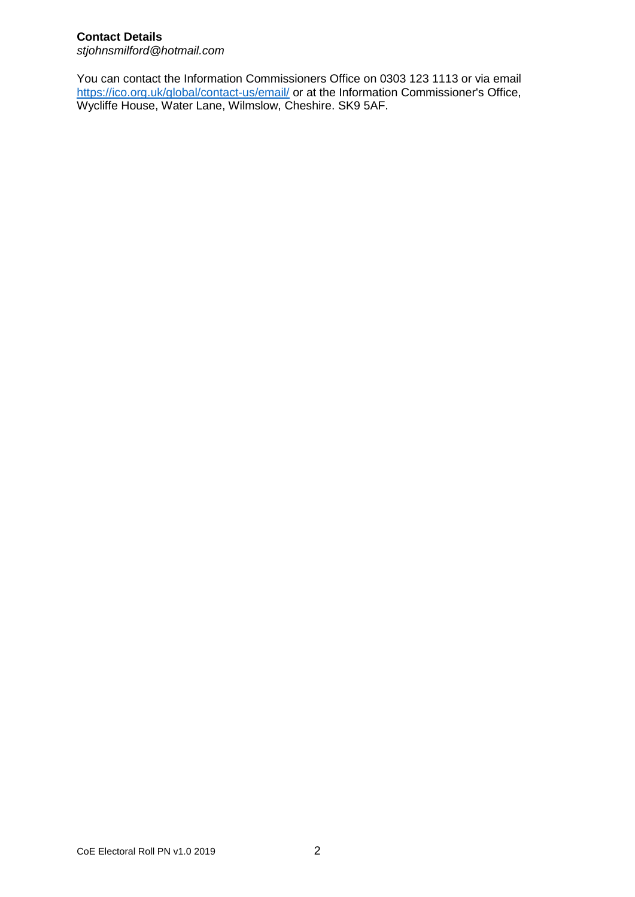**Contact Details**
*stjohnsmilford@hotmail.com*

You can contact the Information Commissioners Office on 0303 123 1113 or via email https://ico.org.uk/global/contact-us/email/ or at the Information Commissioner's Office, Wycliffe House, Water Lane, Wilmslow, Cheshire. SK9 5AF.